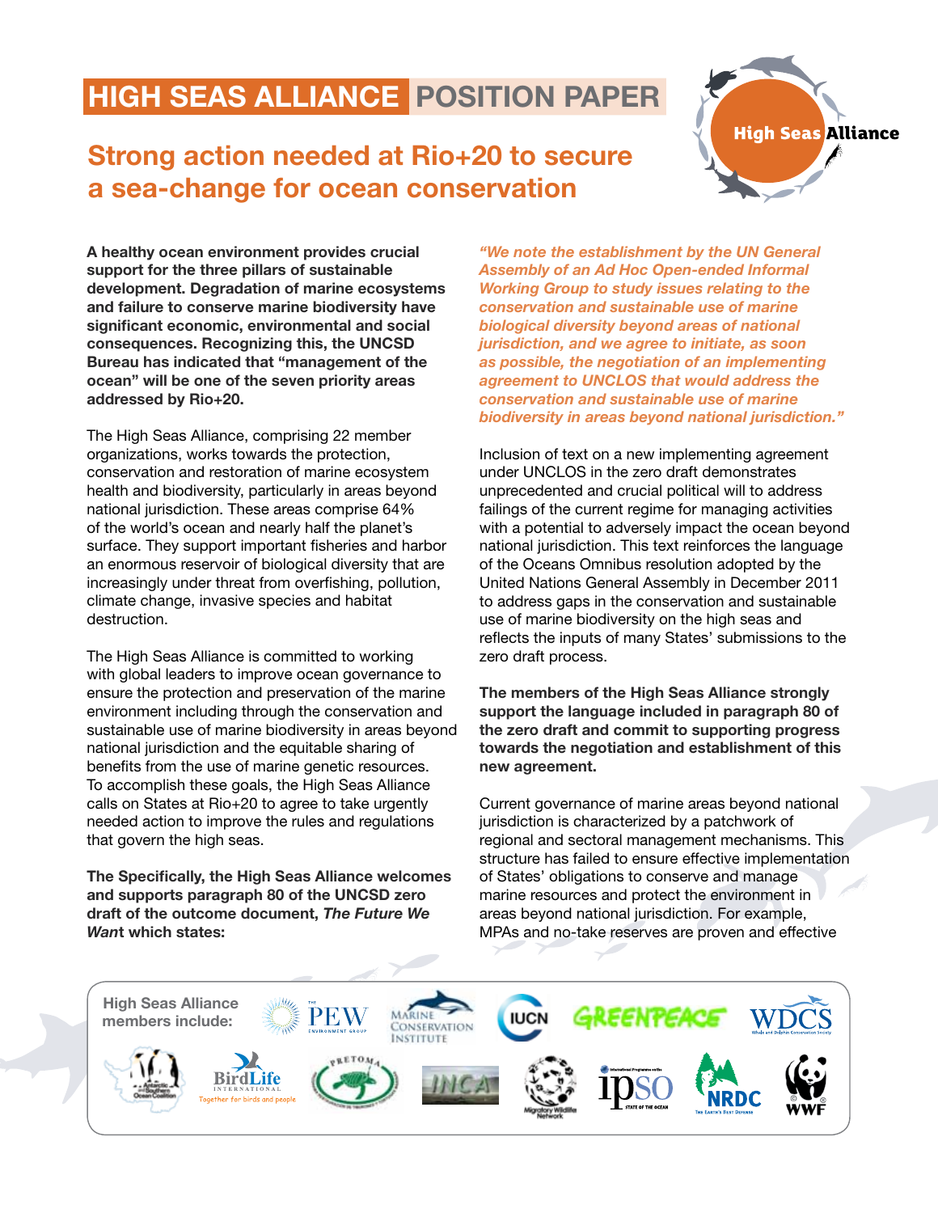# HIGH SEAS ALLIANCE POSITION PAPER

## Strong action needed at Rio+20 to secure a sea-change for ocean conservation

**A healthy ocean environment provides crucial support for the three pillars of sustainable development. Degradation of marine ecosystems and failure to conserve marine biodiversity have significant economic, environmental and social consequences. Recognizing this, the UNCSD Bureau has indicated that "management of the ocean" will be one of the seven priority areas addressed by Rio+20.**

The High Seas Alliance, comprising 22 member organizations, works towards the protection, conservation and restoration of marine ecosystem health and biodiversity, particularly in areas beyond national jurisdiction. These areas comprise 64% of the world's ocean and nearly half the planet's surface. They support important fisheries and harbor an enormous reservoir of biological diversity that are increasingly under threat from overfishing, pollution, climate change, invasive species and habitat destruction.

The High Seas Alliance is committed to working with global leaders to improve ocean governance to ensure the protection and preservation of the marine environment including through the conservation and sustainable use of marine biodiversity in areas beyond national jurisdiction and the equitable sharing of benefits from the use of marine genetic resources. To accomplish these goals, the High Seas Alliance calls on States at Rio+20 to agree to take urgently needed action to improve the rules and regulations that govern the high seas.

**The Specifically, the High Seas Alliance welcomes and supports paragraph 80 of the UNCSD zero draft of the outcome document, *The Future We Want* which states:**

*"We note the establishment by the UN General Assembly of an Ad Hoc Open-ended Informal Working Group to study issues relating to the conservation and sustainable use of marine biological diversity beyond areas of national jurisdiction, and we agree to initiate, as soon as possible, the negotiation of an implementing agreement to UNCLOS that would address the conservation and sustainable use of marine biodiversity in areas beyond national jurisdiction."*

Inclusion of text on a new implementing agreement under UNCLOS in the zero draft demonstrates unprecedented and crucial political will to address failings of the current regime for managing activities with a potential to adversely impact the ocean beyond national jurisdiction. This text reinforces the language of the Oceans Omnibus resolution adopted by the United Nations General Assembly in December 2011 to address gaps in the conservation and sustainable use of marine biodiversity on the high seas and reflects the inputs of many States' submissions to the zero draft process.

**The members of the High Seas Alliance strongly support the language included in paragraph 80 of the zero draft and commit to supporting progress towards the negotiation and establishment of this new agreement.**

Current governance of marine areas beyond national jurisdiction is characterized by a patchwork of regional and sectoral management mechanisms. This structure has failed to ensure effective implementation of States' obligations to conserve and manage marine resources and protect the environment in areas beyond national jurisdiction. For example, MPAs and no-take reserves are proven and effective

**High Seas Alliance members include:** PEW Environment Group, Marine Conservation Institute, IUCN, Greenpeace, WDCS, Antarctic and Southern Ocean Coalition, BirdLife International, PRETOMA, INCA, Migratory Wildlife Network, IPSO, NRDC, WWF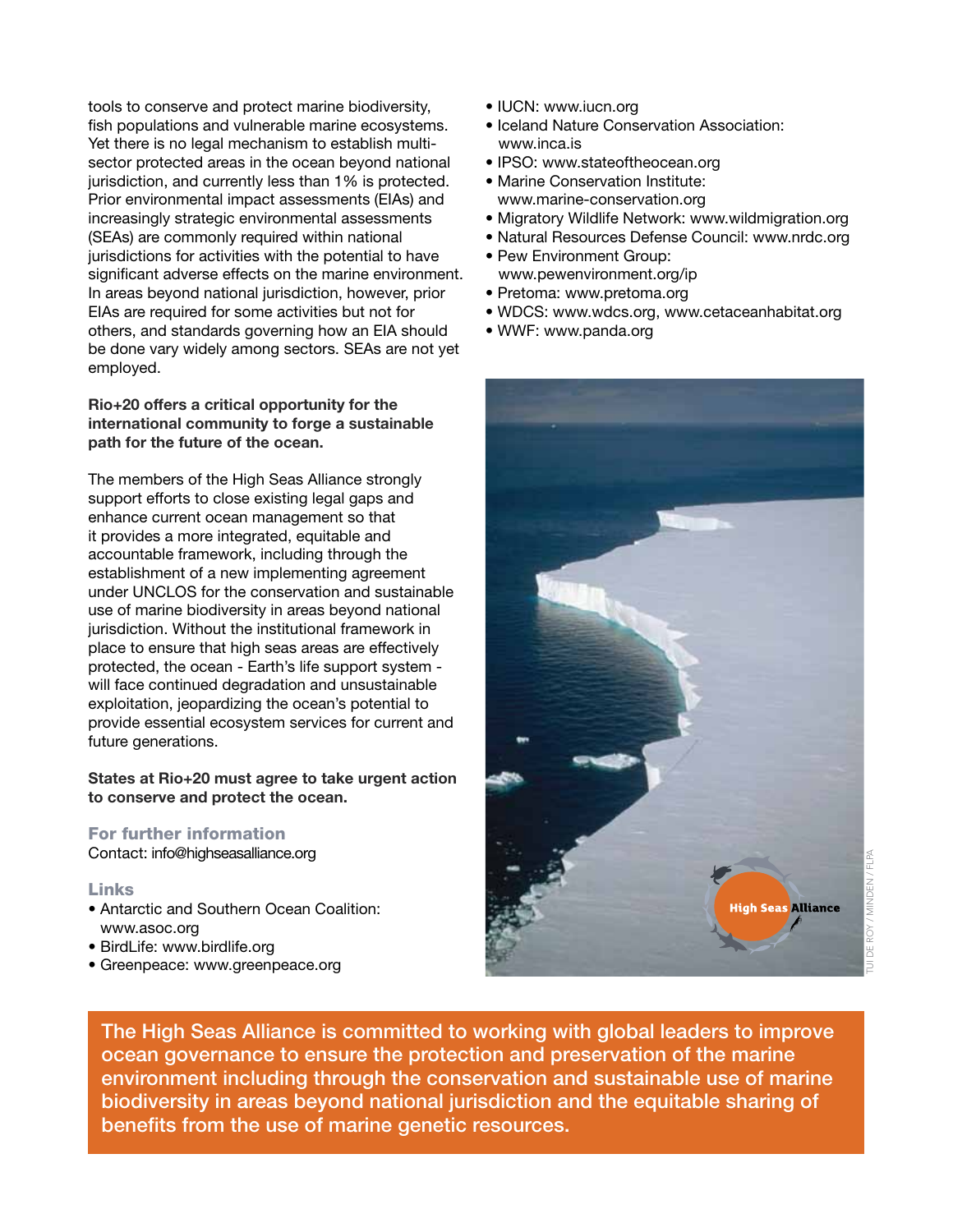tools to conserve and protect marine biodiversity, fish populations and vulnerable marine ecosystems. Yet there is no legal mechanism to establish multi-sector protected areas in the ocean beyond national jurisdiction, and currently less than 1% is protected. Prior environmental impact assessments (EIAs) and increasingly strategic environmental assessments (SEAs) are commonly required within national jurisdictions for activities with the potential to have significant adverse effects on the marine environment. In areas beyond national jurisdiction, however, prior EIAs are required for some activities but not for others, and standards governing how an EIA should be done vary widely among sectors. SEAs are not yet employed.

**Rio+20 offers a critical opportunity for the international community to forge a sustainable path for the future of the ocean.**

The members of the High Seas Alliance strongly support efforts to close existing legal gaps and enhance current ocean management so that it provides a more integrated, equitable and accountable framework, including through the establishment of a new implementing agreement under UNCLOS for the conservation and sustainable use of marine biodiversity in areas beyond national jurisdiction. Without the institutional framework in place to ensure that high seas areas are effectively protected, the ocean - Earth's life support system - will face continued degradation and unsustainable exploitation, jeopardizing the ocean's potential to provide essential ecosystem services for current and future generations.

**States at Rio+20 must agree to take urgent action to conserve and protect the ocean.**

## For further information

Contact: info@highseasalliance.org

## Links

- Antarctic and Southern Ocean Coalition: www.asoc.org
- BirdLife: www.birdlife.org
- Greenpeace: www.greenpeace.org
- IUCN: www.iucn.org
- Iceland Nature Conservation Association: www.inca.is
- IPSO: www.stateoftheocean.org
- Marine Conservation Institute: www.marine-conservation.org
- Migratory Wildlife Network: www.wildmigration.org
- Natural Resources Defense Council: www.nrdc.org
- Pew Environment Group: www.pewenvironment.org/ip
- Pretoma: www.pretoma.org
- WDCS: www.wdcs.org, www.cetaceanhabitat.org
- WWF: www.panda.org

High Seas Alliance

TUI DE ROY / MINDEN / FLPA

The High Seas Alliance is committed to working with global leaders to improve ocean governance to ensure the protection and preservation of the marine environment including through the conservation and sustainable use of marine biodiversity in areas beyond national jurisdiction and the equitable sharing of benefits from the use of marine genetic resources.